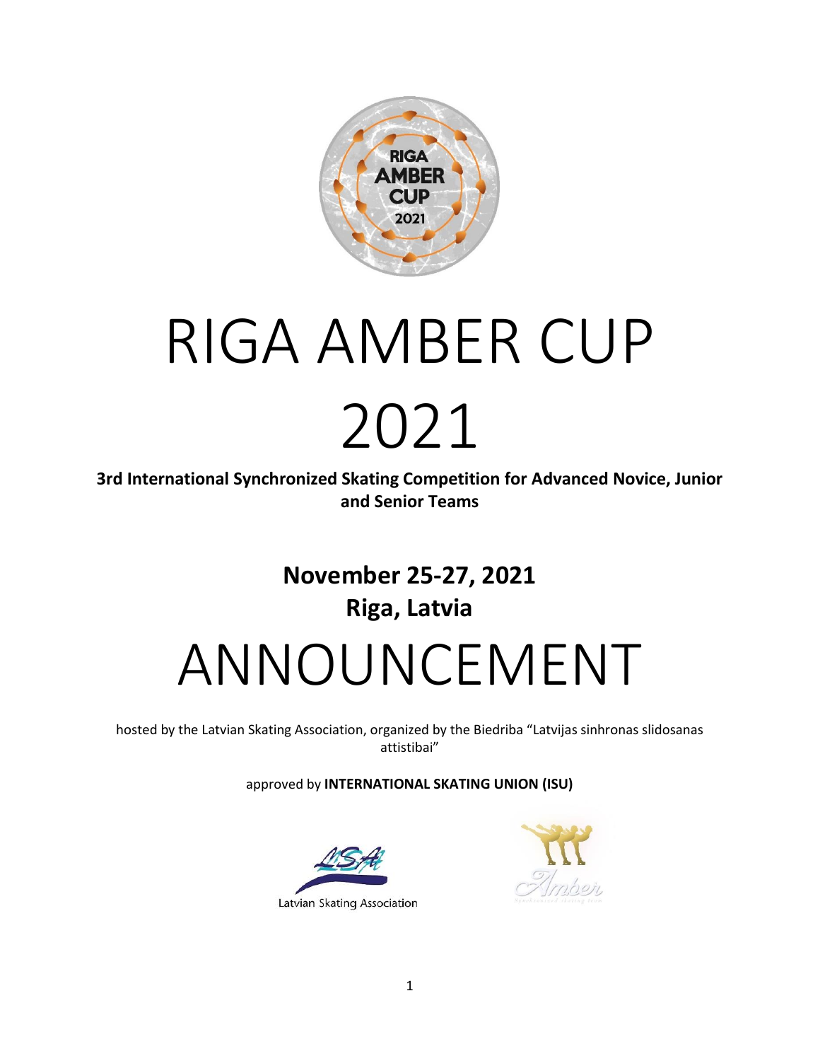# RIGA AMBER CUP 2021

**3rd International Synchronized Skating Competition for Advanced Novice, Junior and Senior Teams**

## November 25-27, 2021
## Riga, Latvia

# ANNOUNCEMENT

hosted by the Latvian Skating Association, organized by the Biedriba "Latvijas sinhronas slidosanas attistibai"

approved by **INTERNATIONAL SKATING UNION (ISU)**

Latvian Skating Association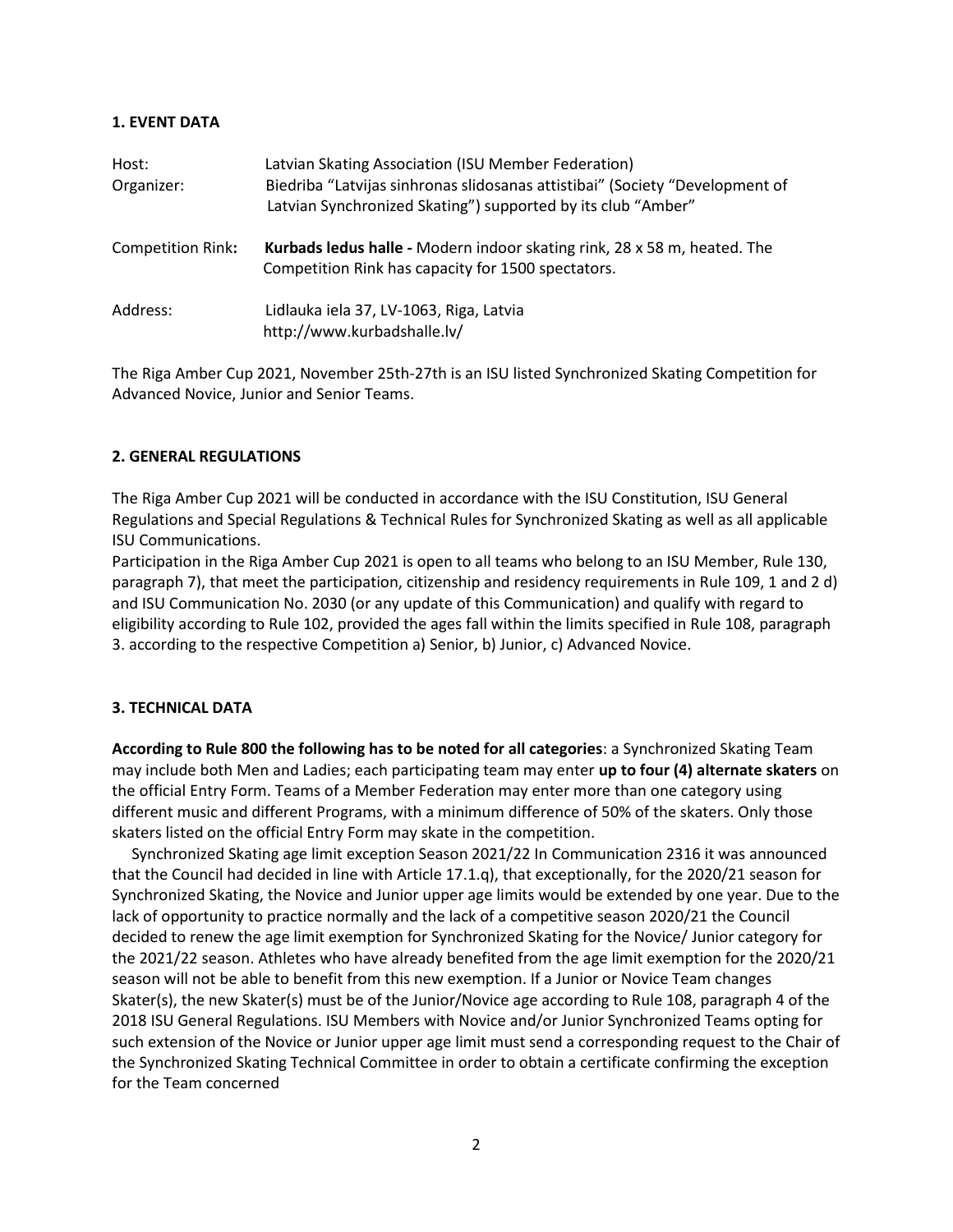## 1. EVENT DATA

| | |
|---|---|
| Host: | Latvian Skating Association (ISU Member Federation) |
| Organizer: | Biedriba "Latvijas sinhronas slidosanas attistibai" (Society "Development of Latvian Synchronized Skating") supported by its club "Amber" |
| Competition Rink**:** | **Kurbads ledus halle -** Modern indoor skating rink, 28 x 58 m, heated. The Competition Rink has capacity for 1500 spectators. |
| Address: | Lidlauka iela 37, LV-1063, Riga, Latvia http://www.kurbadshalle.lv/ |

The Riga Amber Cup 2021, November 25th-27th is an ISU listed Synchronized Skating Competition for Advanced Novice, Junior and Senior Teams.

## 2. GENERAL REGULATIONS

The Riga Amber Cup 2021 will be conducted in accordance with the ISU Constitution, ISU General Regulations and Special Regulations & Technical Rules for Synchronized Skating as well as all applicable ISU Communications.

Participation in the Riga Amber Cup 2021 is open to all teams who belong to an ISU Member, Rule 130, paragraph 7), that meet the participation, citizenship and residency requirements in Rule 109, 1 and 2 d) and ISU Communication No. 2030 (or any update of this Communication) and qualify with regard to eligibility according to Rule 102, provided the ages fall within the limits specified in Rule 108, paragraph 3. according to the respective Competition a) Senior, b) Junior, c) Advanced Novice.

## 3. TECHNICAL DATA

**According to Rule 800 the following has to be noted for all categories**: a Synchronized Skating Team may include both Men and Ladies; each participating team may enter **up to four (4) alternate skaters** on the official Entry Form. Teams of a Member Federation may enter more than one category using different music and different Programs, with a minimum difference of 50% of the skaters. Only those skaters listed on the official Entry Form may skate in the competition.

Synchronized Skating age limit exception Season 2021/22 In Communication 2316 it was announced that the Council had decided in line with Article 17.1.q), that exceptionally, for the 2020/21 season for Synchronized Skating, the Novice and Junior upper age limits would be extended by one year. Due to the lack of opportunity to practice normally and the lack of a competitive season 2020/21 the Council decided to renew the age limit exemption for Synchronized Skating for the Novice/ Junior category for the 2021/22 season. Athletes who have already benefited from the age limit exemption for the 2020/21 season will not be able to benefit from this new exemption. If a Junior or Novice Team changes Skater(s), the new Skater(s) must be of the Junior/Novice age according to Rule 108, paragraph 4 of the 2018 ISU General Regulations. ISU Members with Novice and/or Junior Synchronized Teams opting for such extension of the Novice or Junior upper age limit must send a corresponding request to the Chair of the Synchronized Skating Technical Committee in order to obtain a certificate confirming the exception for the Team concerned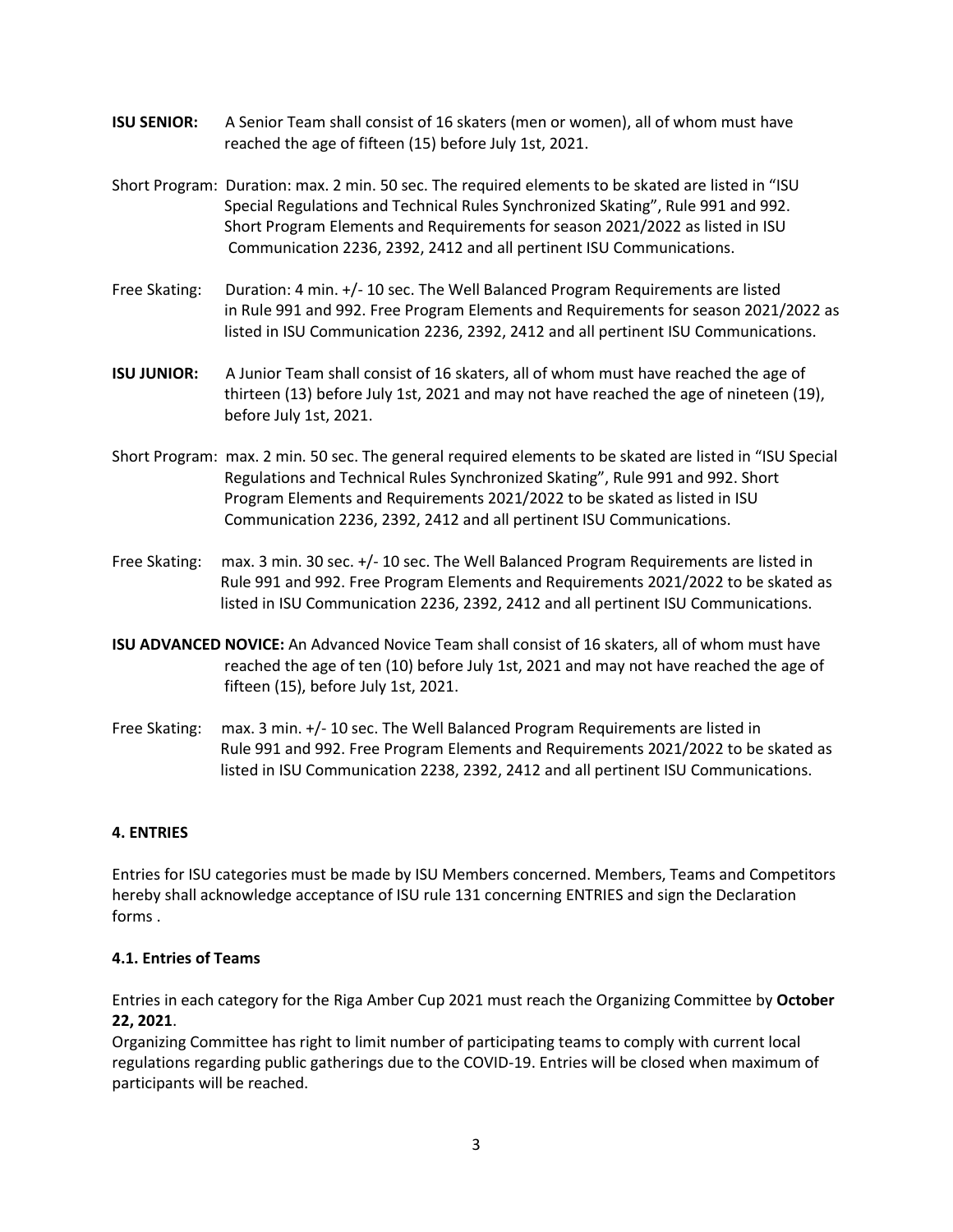**ISU SENIOR:** A Senior Team shall consist of 16 skaters (men or women), all of whom must have reached the age of fifteen (15) before July 1st, 2021.

Short Program: Duration: max. 2 min. 50 sec. The required elements to be skated are listed in "ISU Special Regulations and Technical Rules Synchronized Skating", Rule 991 and 992. Short Program Elements and Requirements for season 2021/2022 as listed in ISU Communication 2236, 2392, 2412 and all pertinent ISU Communications.

Free Skating: Duration: 4 min. +/- 10 sec. The Well Balanced Program Requirements are listed in Rule 991 and 992. Free Program Elements and Requirements for season 2021/2022 as listed in ISU Communication 2236, 2392, 2412 and all pertinent ISU Communications.

**ISU JUNIOR:** A Junior Team shall consist of 16 skaters, all of whom must have reached the age of thirteen (13) before July 1st, 2021 and may not have reached the age of nineteen (19), before July 1st, 2021.

Short Program: max. 2 min. 50 sec. The general required elements to be skated are listed in "ISU Special Regulations and Technical Rules Synchronized Skating", Rule 991 and 992. Short Program Elements and Requirements 2021/2022 to be skated as listed in ISU Communication 2236, 2392, 2412 and all pertinent ISU Communications.

Free Skating: max. 3 min. 30 sec. +/- 10 sec. The Well Balanced Program Requirements are listed in Rule 991 and 992. Free Program Elements and Requirements 2021/2022 to be skated as listed in ISU Communication 2236, 2392, 2412 and all pertinent ISU Communications.

**ISU ADVANCED NOVICE:** An Advanced Novice Team shall consist of 16 skaters, all of whom must have reached the age of ten (10) before July 1st, 2021 and may not have reached the age of fifteen (15), before July 1st, 2021.

Free Skating: max. 3 min. +/- 10 sec. The Well Balanced Program Requirements are listed in Rule 991 and 992. Free Program Elements and Requirements 2021/2022 to be skated as listed in ISU Communication 2238, 2392, 2412 and all pertinent ISU Communications.

## 4. ENTRIES

Entries for ISU categories must be made by ISU Members concerned. Members, Teams and Competitors hereby shall acknowledge acceptance of ISU rule 131 concerning ENTRIES and sign the Declaration forms .

### 4.1. Entries of Teams

Entries in each category for the Riga Amber Cup 2021 must reach the Organizing Committee by **October 22, 2021**.

Organizing Committee has right to limit number of participating teams to comply with current local regulations regarding public gatherings due to the COVID-19. Entries will be closed when maximum of participants will be reached.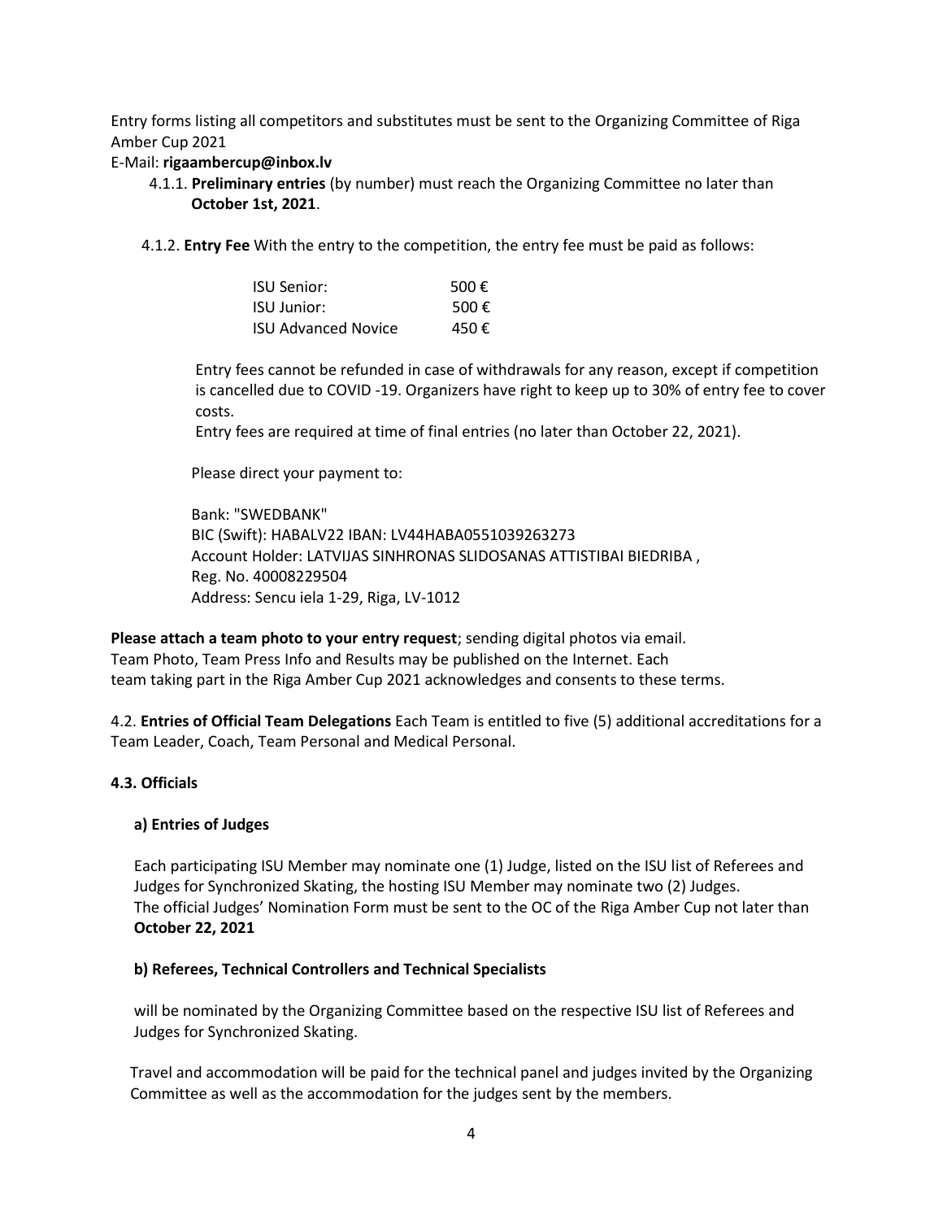Entry forms listing all competitors and substitutes must be sent to the Organizing Committee of Riga Amber Cup 2021

E-Mail: **rigaambercup@inbox.lv**

4.1.1. **Preliminary entries** (by number) must reach the Organizing Committee no later than **October 1st, 2021**.

4.1.2. **Entry Fee** With the entry to the competition, the entry fee must be paid as follows:

| | |
|---|---|
| ISU Senior: | 500 € |
| ISU Junior: | 500 € |
| ISU Advanced Novice | 450 € |

Entry fees cannot be refunded in case of withdrawals for any reason, except if competition is cancelled due to COVID -19. Organizers have right to keep up to 30% of entry fee to cover costs.

Entry fees are required at time of final entries (no later than October 22, 2021).

Please direct your payment to:

Bank: "SWEDBANK"
BIC (Swift): HABALV22 IBAN: LV44HABA0551039263273
Account Holder: LATVIJAS SINHRONAS SLIDOSANAS ATTISTIBAI BIEDRIBA ,
Reg. No. 40008229504
Address: Sencu iela 1-29, Riga, LV-1012

**Please attach a team photo to your entry request**; sending digital photos via email.
Team Photo, Team Press Info and Results may be published on the Internet. Each team taking part in the Riga Amber Cup 2021 acknowledges and consents to these terms.

4.2. **Entries of Official Team Delegations** Each Team is entitled to five (5) additional accreditations for a Team Leader, Coach, Team Personal and Medical Personal.

**4.3. Officials**

**a) Entries of Judges**

Each participating ISU Member may nominate one (1) Judge, listed on the ISU list of Referees and Judges for Synchronized Skating, the hosting ISU Member may nominate two (2) Judges.
The official Judges' Nomination Form must be sent to the OC of the Riga Amber Cup not later than **October 22, 2021**

**b) Referees, Technical Controllers and Technical Specialists**

will be nominated by the Organizing Committee based on the respective ISU list of Referees and Judges for Synchronized Skating.

Travel and accommodation will be paid for the technical panel and judges invited by the Organizing Committee as well as the accommodation for the judges sent by the members.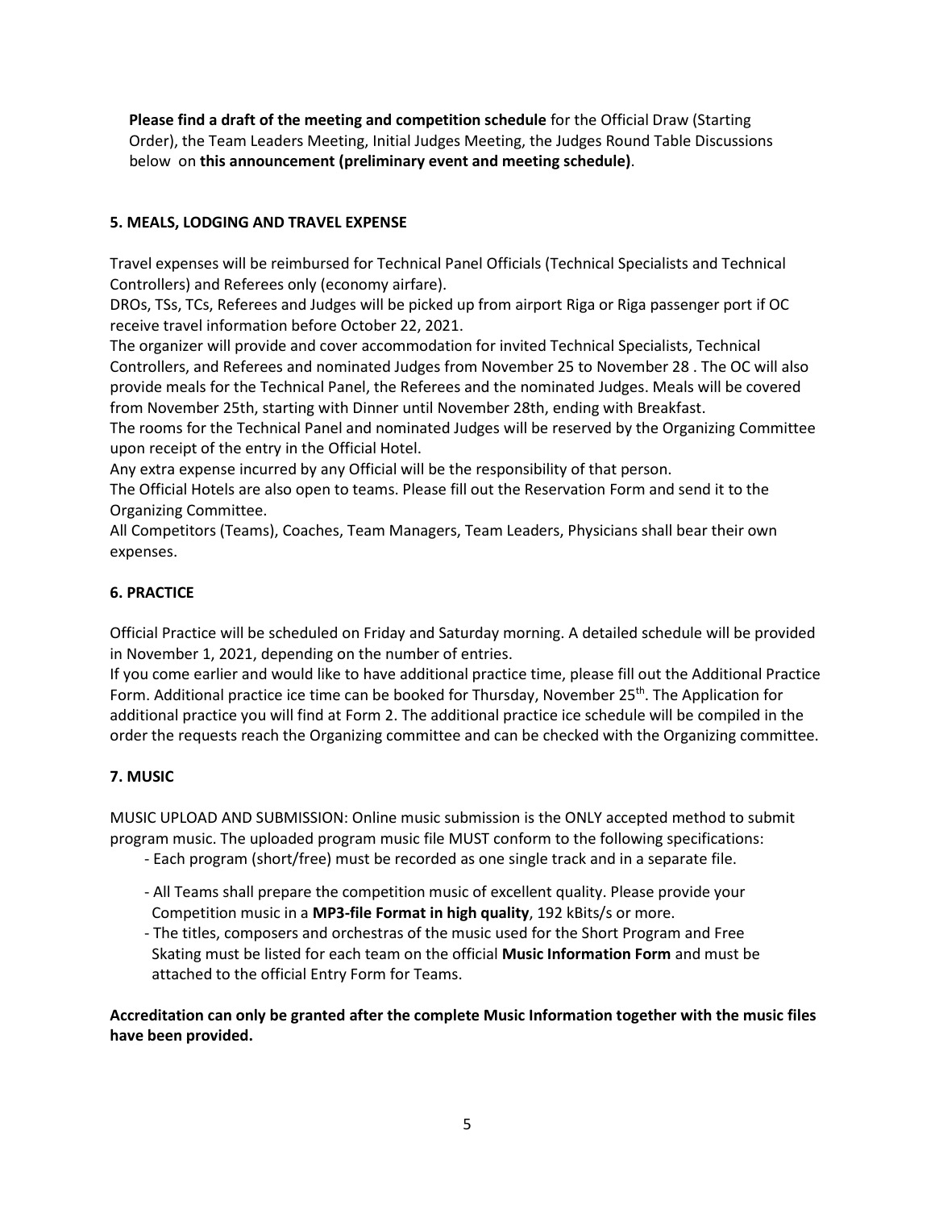**Please find a draft of the meeting and competition schedule** for the Official Draw (Starting Order), the Team Leaders Meeting, Initial Judges Meeting, the Judges Round Table Discussions below on **this announcement (preliminary event and meeting schedule)**.

## 5. MEALS, LODGING AND TRAVEL EXPENSE

Travel expenses will be reimbursed for Technical Panel Officials (Technical Specialists and Technical Controllers) and Referees only (economy airfare).

DROs, TSs, TCs, Referees and Judges will be picked up from airport Riga or Riga passenger port if OC receive travel information before October 22, 2021.

The organizer will provide and cover accommodation for invited Technical Specialists, Technical Controllers, and Referees and nominated Judges from November 25 to November 28 . The OC will also provide meals for the Technical Panel, the Referees and the nominated Judges. Meals will be covered from November 25th, starting with Dinner until November 28th, ending with Breakfast.

The rooms for the Technical Panel and nominated Judges will be reserved by the Organizing Committee upon receipt of the entry in the Official Hotel.

Any extra expense incurred by any Official will be the responsibility of that person.

The Official Hotels are also open to teams. Please fill out the Reservation Form and send it to the Organizing Committee.

All Competitors (Teams), Coaches, Team Managers, Team Leaders, Physicians shall bear their own expenses.

## 6. PRACTICE

Official Practice will be scheduled on Friday and Saturday morning. A detailed schedule will be provided in November 1, 2021, depending on the number of entries.

If you come earlier and would like to have additional practice time, please fill out the Additional Practice Form. Additional practice ice time can be booked for Thursday, November 25th. The Application for additional practice you will find at Form 2. The additional practice ice schedule will be compiled in the order the requests reach the Organizing committee and can be checked with the Organizing committee.

## 7. MUSIC

MUSIC UPLOAD AND SUBMISSION: Online music submission is the ONLY accepted method to submit program music. The uploaded program music file MUST conform to the following specifications:

- Each program (short/free) must be recorded as one single track and in a separate file.
- All Teams shall prepare the competition music of excellent quality. Please provide your Competition music in a **MP3-file Format in high quality**, 192 kBits/s or more.
- The titles, composers and orchestras of the music used for the Short Program and Free Skating must be listed for each team on the official **Music Information Form** and must be attached to the official Entry Form for Teams.

**Accreditation can only be granted after the complete Music Information together with the music files have been provided.**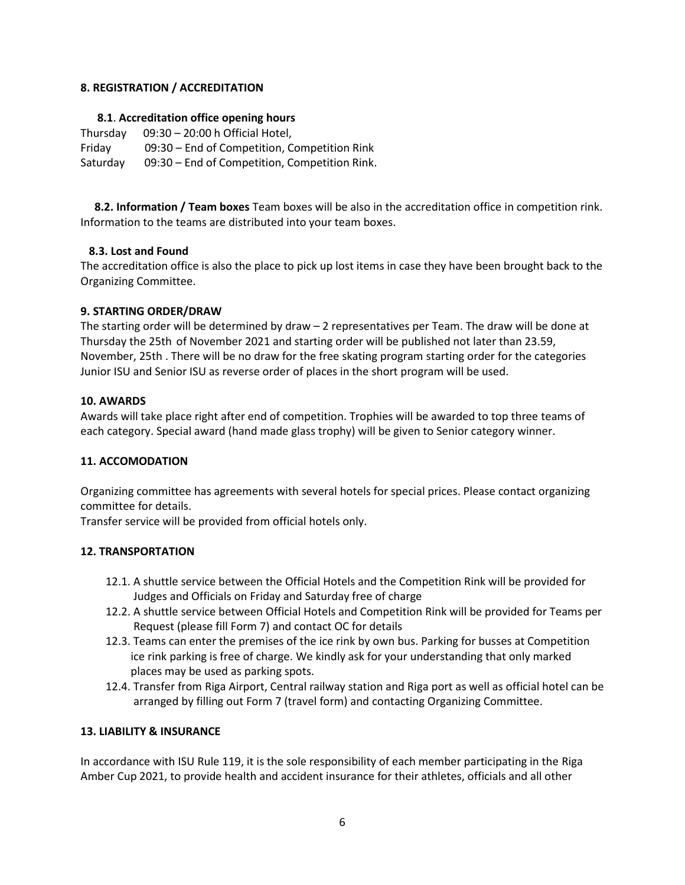## 8. REGISTRATION / ACCREDITATION

### 8.1. Accreditation office opening hours

Thursday 09:30 – 20:00 h Official Hotel,
Friday 09:30 – End of Competition, Competition Rink
Saturday 09:30 – End of Competition, Competition Rink.

**8.2. Information / Team boxes** Team boxes will be also in the accreditation office in competition rink. Information to the teams are distributed into your team boxes.

### 8.3. Lost and Found

The accreditation office is also the place to pick up lost items in case they have been brought back to the Organizing Committee.

## 9. STARTING ORDER/DRAW

The starting order will be determined by draw – 2 representatives per Team. The draw will be done at Thursday the 25th of November 2021 and starting order will be published not later than 23.59, November, 25th . There will be no draw for the free skating program starting order for the categories Junior ISU and Senior ISU as reverse order of places in the short program will be used.

## 10. AWARDS

Awards will take place right after end of competition. Trophies will be awarded to top three teams of each category. Special award (hand made glass trophy) will be given to Senior category winner.

## 11. ACCOMODATION

Organizing committee has agreements with several hotels for special prices. Please contact organizing committee for details.
Transfer service will be provided from official hotels only.

## 12. TRANSPORTATION

12.1. A shuttle service between the Official Hotels and the Competition Rink will be provided for Judges and Officials on Friday and Saturday free of charge

12.2. A shuttle service between Official Hotels and Competition Rink will be provided for Teams per Request (please fill Form 7) and contact OC for details

12.3. Teams can enter the premises of the ice rink by own bus. Parking for busses at Competition ice rink parking is free of charge. We kindly ask for your understanding that only marked places may be used as parking spots.

12.4. Transfer from Riga Airport, Central railway station and Riga port as well as official hotel can be arranged by filling out Form 7 (travel form) and contacting Organizing Committee.

## 13. LIABILITY & INSURANCE

In accordance with ISU Rule 119, it is the sole responsibility of each member participating in the Riga Amber Cup 2021, to provide health and accident insurance for their athletes, officials and all other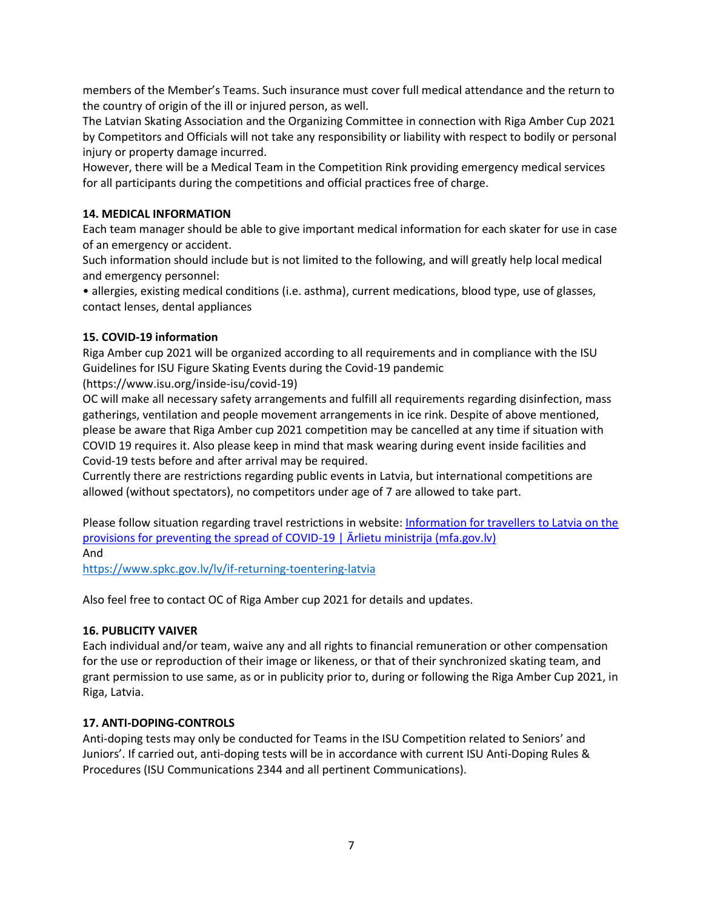members of the Member's Teams. Such insurance must cover full medical attendance and the return to the country of origin of the ill or injured person, as well.
The Latvian Skating Association and the Organizing Committee in connection with Riga Amber Cup 2021 by Competitors and Officials will not take any responsibility or liability with respect to bodily or personal injury or property damage incurred.
However, there will be a Medical Team in the Competition Rink providing emergency medical services for all participants during the competitions and official practices free of charge.

**14. MEDICAL INFORMATION**

Each team manager should be able to give important medical information for each skater for use in case of an emergency or accident.
Such information should include but is not limited to the following, and will greatly help local medical and emergency personnel:

- allergies, existing medical conditions (i.e. asthma), current medications, blood type, use of glasses, contact lenses, dental appliances

**15. COVID-19 information**

Riga Amber cup 2021 will be organized according to all requirements and in compliance with the ISU Guidelines for ISU Figure Skating Events during the Covid-19 pandemic (https://www.isu.org/inside-isu/covid-19)
OC will make all necessary safety arrangements and fulfill all requirements regarding disinfection, mass gatherings, ventilation and people movement arrangements in ice rink. Despite of above mentioned, please be aware that Riga Amber cup 2021 competition may be cancelled at any time if situation with COVID 19 requires it. Also please keep in mind that mask wearing during event inside facilities and Covid-19 tests before and after arrival may be required.
Currently there are restrictions regarding public events in Latvia, but international competitions are allowed (without spectators), no competitors under age of 7 are allowed to take part.

Please follow situation regarding travel restrictions in website: Information for travellers to Latvia on the provisions for preventing the spread of COVID-19 | Ārlietu ministrija (mfa.gov.lv)
And
https://www.spkc.gov.lv/lv/if-returning-toentering-latvia

Also feel free to contact OC of Riga Amber cup 2021 for details and updates.

**16. PUBLICITY VAIVER**

Each individual and/or team, waive any and all rights to financial remuneration or other compensation for the use or reproduction of their image or likeness, or that of their synchronized skating team, and grant permission to use same, as or in publicity prior to, during or following the Riga Amber Cup 2021, in Riga, Latvia.

**17. ANTI-DOPING-CONTROLS**

Anti-doping tests may only be conducted for Teams in the ISU Competition related to Seniors' and Juniors'. If carried out, anti-doping tests will be in accordance with current ISU Anti-Doping Rules & Procedures (ISU Communications 2344 and all pertinent Communications).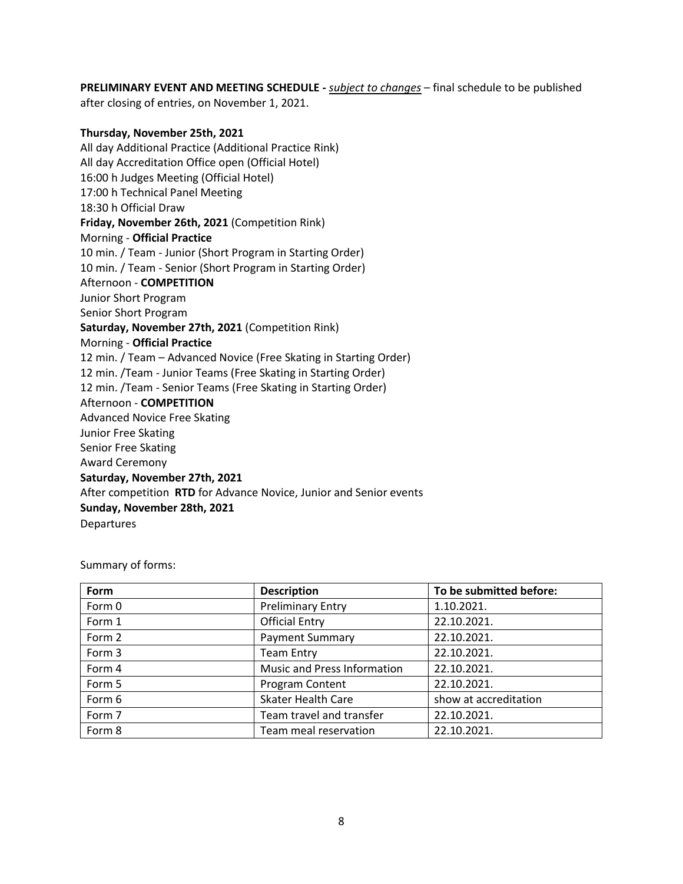**PRELIMINARY EVENT AND MEETING SCHEDULE -** ***subject to changes*** – final schedule to be published after closing of entries, on November 1, 2021.

**Thursday, November 25th, 2021**
All day Additional Practice (Additional Practice Rink)
All day Accreditation Office open (Official Hotel)
16:00 h Judges Meeting (Official Hotel)
17:00 h Technical Panel Meeting
18:30 h Official Draw
**Friday, November 26th, 2021** (Competition Rink)
Morning - **Official Practice**
10 min. / Team - Junior (Short Program in Starting Order)
10 min. / Team - Senior (Short Program in Starting Order)
Afternoon - **COMPETITION**
Junior Short Program
Senior Short Program
**Saturday, November 27th, 2021** (Competition Rink)
Morning - **Official Practice**
12 min. / Team – Advanced Novice (Free Skating in Starting Order)
12 min. /Team - Junior Teams (Free Skating in Starting Order)
12 min. /Team - Senior Teams (Free Skating in Starting Order)
Afternoon - **COMPETITION**
Advanced Novice Free Skating
Junior Free Skating
Senior Free Skating
Award Ceremony
**Saturday, November 27th, 2021**
After competition **RTD** for Advance Novice, Junior and Senior events
**Sunday, November 28th, 2021**
Departures

Summary of forms:

| Form | Description | To be submitted before: |
|---|---|---|
| Form 0 | Preliminary Entry | 1.10.2021. |
| Form 1 | Official Entry | 22.10.2021. |
| Form 2 | Payment Summary | 22.10.2021. |
| Form 3 | Team Entry | 22.10.2021. |
| Form 4 | Music and Press Information | 22.10.2021. |
| Form 5 | Program Content | 22.10.2021. |
| Form 6 | Skater Health Care | show at accreditation |
| Form 7 | Team travel and transfer | 22.10.2021. |
| Form 8 | Team meal reservation | 22.10.2021. |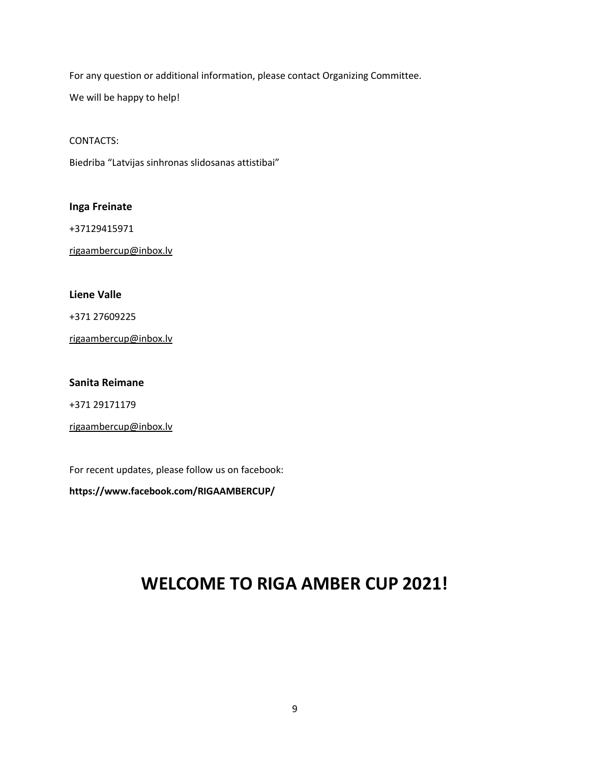For any question or additional information, please contact Organizing Committee.

We will be happy to help!

CONTACTS:

Biedriba “Latvijas sinhronas slidosanas attistibai”

**Inga Freinate**

+37129415971

rigaambercup@inbox.lv

**Liene Valle**

+371 27609225

rigaambercup@inbox.lv

**Sanita Reimane**

+371 29171179

rigaambercup@inbox.lv

For recent updates, please follow us on facebook:

**https://www.facebook.com/RIGAAMBERCUP/**

# WELCOME TO RIGA AMBER CUP 2021!